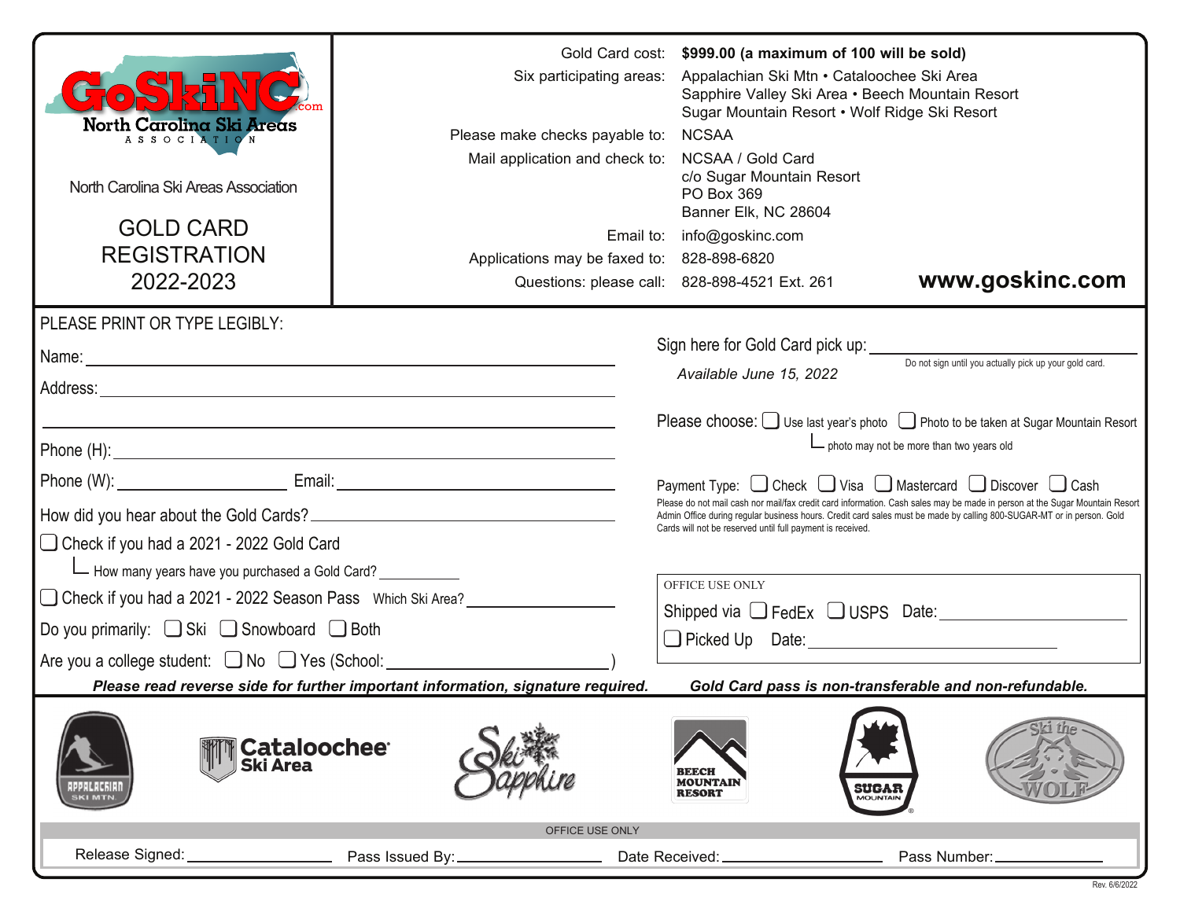GoSkiNC.com
North Carolina Ski Areas ASSOCIATION

North Carolina Ski Areas Association

# GOLD CARD REGISTRATION 2022-2023

Gold Card cost: **$999.00 (a maximum of 100 will be sold)**

Six participating areas: Appalachian Ski Mtn • Cataloochee Ski Area
Sapphire Valley Ski Area • Beech Mountain Resort
Sugar Mountain Resort • Wolf Ridge Ski Resort

Please make checks payable to: NCSAA

Mail application and check to: NCSAA / Gold Card
c/o Sugar Mountain Resort
PO Box 369
Banner Elk, NC 28604

Email to: info@goskinc.com

Applications may be faxed to: 828-898-6820

Questions: please call: 828-898-4521 Ext. 261

**www.goskinc.com**

PLEASE PRINT OR TYPE LEGIBLY:

Name: ____________________

Address: ____________________

____________________

Phone (H): ____________________

Phone (W): ____________ Email: ____________

How did you hear about the Gold Cards? ____________

❑ Check if you had a 2021 - 2022 Gold Card

└ How many years have you purchased a Gold Card? ________

❑ Check if you had a 2021 - 2022 Season Pass Which Ski Area? ____________

Do you primarily: ❑ Ski ❑ Snowboard ❑ Both

Are you a college student: ❑ No ❑ Yes (School: ____________)

Sign here for Gold Card pick up: ____________

Do not sign until you actually pick up your gold card.

*Available June 15, 2022*

Please choose: ❑ Use last year's photo ❑ Photo to be taken at Sugar Mountain Resort

└ photo may not be more than two years old

Payment Type: ❑ Check ❑ Visa ❑ Mastercard ❑ Discover ❑ Cash

Please do not mail cash nor mail/fax credit card information. Cash sales may be made in person at the Sugar Mountain Resort Admin Office during regular business hours. Credit card sales must be made by calling 800-SUGAR-MT or in person. Gold Cards will not be reserved until full payment is received.

OFFICE USE ONLY

Shipped via ❑ FedEx ❑ USPS Date: ____________

❑ Picked Up Date: ____________

***Please read reverse side for further important information, signature required.***

***Gold Card pass is non-transferable and non-refundable.***

Appalachian Ski Mtn. • Cataloochee Ski Area • Ski Sapphire • Beech Mountain Resort • Sugar Mountain • Ski the Wolf

OFFICE USE ONLY

Release Signed: ____________ Pass Issued By: ____________ Date Received: ____________ Pass Number: ____________

Rev. 6/6/2022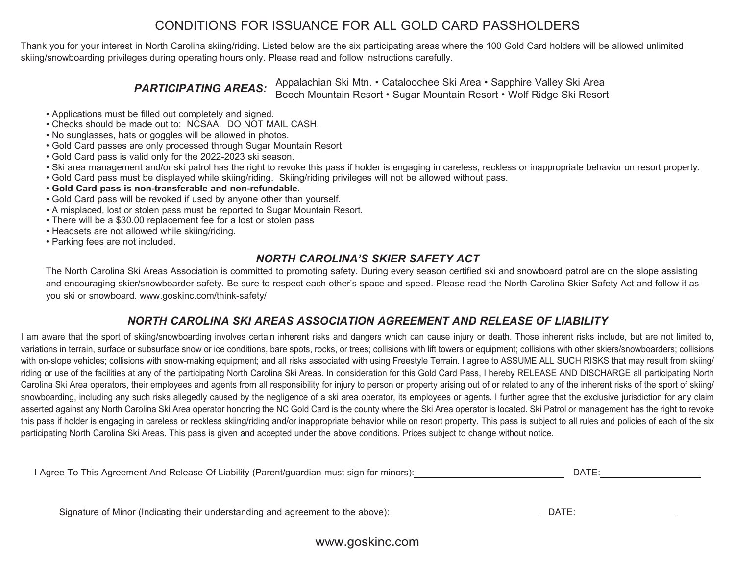# CONDITIONS FOR ISSUANCE FOR ALL GOLD CARD PASSHOLDERS

Thank you for your interest in North Carolina skiing/riding. Listed below are the six participating areas where the 100 Gold Card holders will be allowed unlimited skiing/snowboarding privileges during operating hours only. Please read and follow instructions carefully.

***PARTICIPATING AREAS:*** Appalachian Ski Mtn. • Cataloochee Ski Area • Sapphire Valley Ski Area
Beech Mountain Resort • Sugar Mountain Resort • Wolf Ridge Ski Resort

- Applications must be filled out completely and signed.
- Checks should be made out to: NCSAA. DO NOT MAIL CASH.
- No sunglasses, hats or goggles will be allowed in photos.
- Gold Card passes are only processed through Sugar Mountain Resort.
- Gold Card pass is valid only for the 2022-2023 ski season.
- Ski area management and/or ski patrol has the right to revoke this pass if holder is engaging in careless, reckless or inappropriate behavior on resort property.
- Gold Card pass must be displayed while skiing/riding. Skiing/riding privileges will not be allowed without pass.
- **Gold Card pass is non-transferable and non-refundable.**
- Gold Card pass will be revoked if used by anyone other than yourself.
- A misplaced, lost or stolen pass must be reported to Sugar Mountain Resort.
- There will be a $30.00 replacement fee for a lost or stolen pass
- Headsets are not allowed while skiing/riding.
- Parking fees are not included.

## *NORTH CAROLINA'S SKIER SAFETY ACT*

The North Carolina Ski Areas Association is committed to promoting safety. During every season certified ski and snowboard patrol are on the slope assisting and encouraging skier/snowboarder safety. Be sure to respect each other's space and speed. Please read the North Carolina Skier Safety Act and follow it as you ski or snowboard. www.goskinc.com/think-safety/

## *NORTH CAROLINA SKI AREAS ASSOCIATION AGREEMENT AND RELEASE OF LIABILITY*

I am aware that the sport of skiing/snowboarding involves certain inherent risks and dangers which can cause injury or death. Those inherent risks include, but are not limited to, variations in terrain, surface or subsurface snow or ice conditions, bare spots, rocks, or trees; collisions with lift towers or equipment; collisions with other skiers/snowboarders; collisions with on-slope vehicles; collisions with snow-making equipment; and all risks associated with using Freestyle Terrain. I agree to ASSUME ALL SUCH RISKS that may result from skiing/riding or use of the facilities at any of the participating North Carolina Ski Areas. In consideration for this Gold Card Pass, I hereby RELEASE AND DISCHARGE all participating North Carolina Ski Area operators, their employees and agents from all responsibility for injury to person or property arising out of or related to any of the inherent risks of the sport of skiing/snowboarding, including any such risks allegedly caused by the negligence of a ski area operator, its employees or agents. I further agree that the exclusive jurisdiction for any claim asserted against any North Carolina Ski Area operator honoring the NC Gold Card is the county where the Ski Area operator is located. Ski Patrol or management has the right to revoke this pass if holder is engaging in careless or reckless skiing/riding and/or inappropriate behavior while on resort property. This pass is subject to all rules and policies of each of the six participating North Carolina Ski Areas. This pass is given and accepted under the above conditions. Prices subject to change without notice.

I Agree To This Agreement And Release Of Liability (Parent/guardian must sign for minors):______________________________ DATE:____________________

Signature of Minor (Indicating their understanding and agreement to the above):______________________________ DATE:____________________

www.goskinc.com